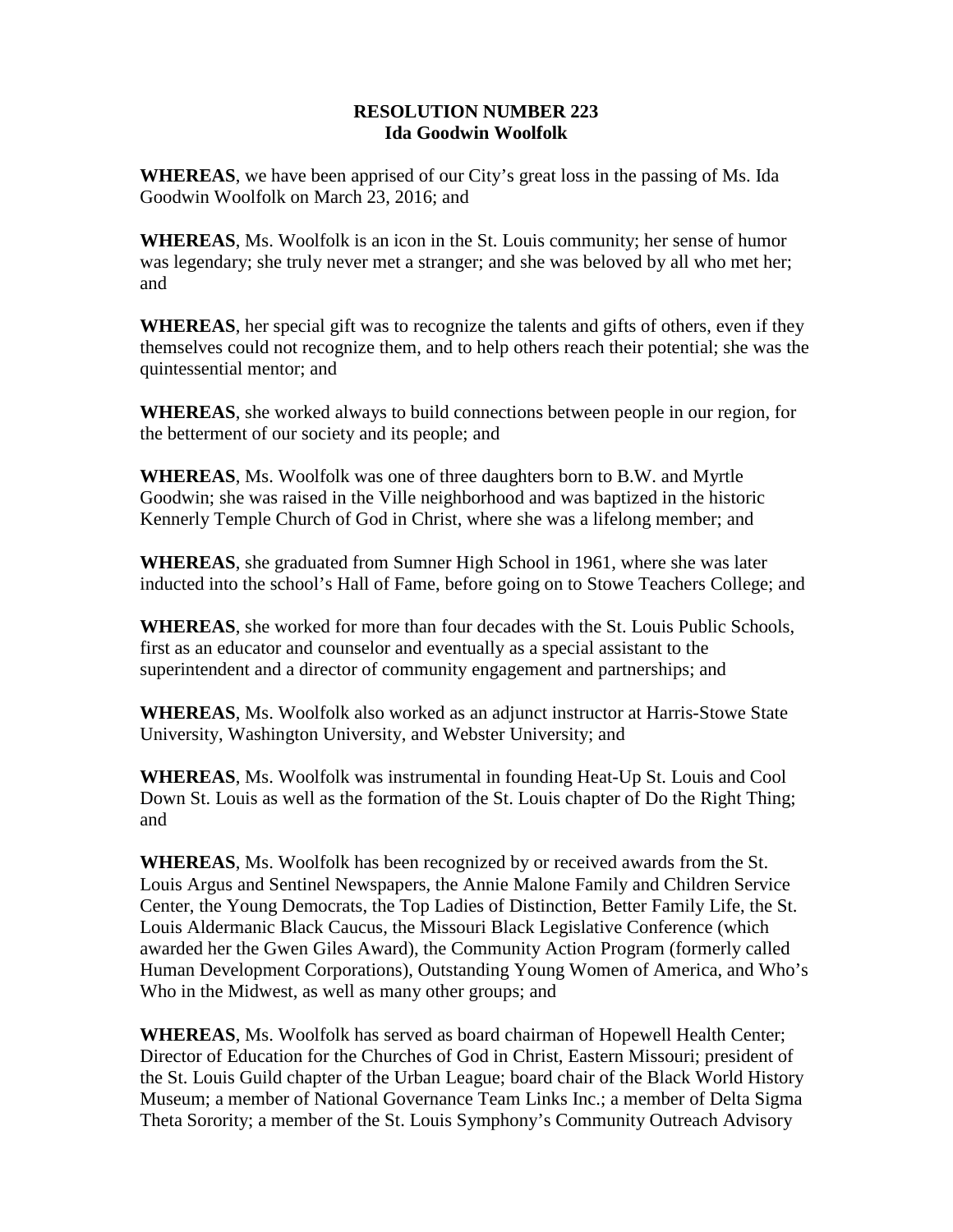# RESOLUTION NUMBER 223
## Ida Goodwin Woolfolk

**WHEREAS**, we have been apprised of our City's great loss in the passing of Ms. Ida Goodwin Woolfolk on March 23, 2016; and

**WHEREAS**, Ms. Woolfolk is an icon in the St. Louis community; her sense of humor was legendary; she truly never met a stranger; and she was beloved by all who met her; and

**WHEREAS**, her special gift was to recognize the talents and gifts of others, even if they themselves could not recognize them, and to help others reach their potential; she was the quintessential mentor; and

**WHEREAS**, she worked always to build connections between people in our region, for the betterment of our society and its people; and

**WHEREAS**, Ms. Woolfolk was one of three daughters born to B.W. and Myrtle Goodwin; she was raised in the Ville neighborhood and was baptized in the historic Kennerly Temple Church of God in Christ, where she was a lifelong member; and

**WHEREAS**, she graduated from Sumner High School in 1961, where she was later inducted into the school's Hall of Fame, before going on to Stowe Teachers College; and

**WHEREAS**, she worked for more than four decades with the St. Louis Public Schools, first as an educator and counselor and eventually as a special assistant to the superintendent and a director of community engagement and partnerships; and

**WHEREAS**, Ms. Woolfolk also worked as an adjunct instructor at Harris-Stowe State University, Washington University, and Webster University; and

**WHEREAS**, Ms. Woolfolk was instrumental in founding Heat-Up St. Louis and Cool Down St. Louis as well as the formation of the St. Louis chapter of Do the Right Thing; and

**WHEREAS**, Ms. Woolfolk has been recognized by or received awards from the St. Louis Argus and Sentinel Newspapers, the Annie Malone Family and Children Service Center, the Young Democrats, the Top Ladies of Distinction, Better Family Life, the St. Louis Aldermanic Black Caucus, the Missouri Black Legislative Conference (which awarded her the Gwen Giles Award), the Community Action Program (formerly called Human Development Corporations), Outstanding Young Women of America, and Who's Who in the Midwest, as well as many other groups; and

**WHEREAS**, Ms. Woolfolk has served as board chairman of Hopewell Health Center; Director of Education for the Churches of God in Christ, Eastern Missouri; president of the St. Louis Guild chapter of the Urban League; board chair of the Black World History Museum; a member of National Governance Team Links Inc.; a member of Delta Sigma Theta Sorority; a member of the St. Louis Symphony's Community Outreach Advisory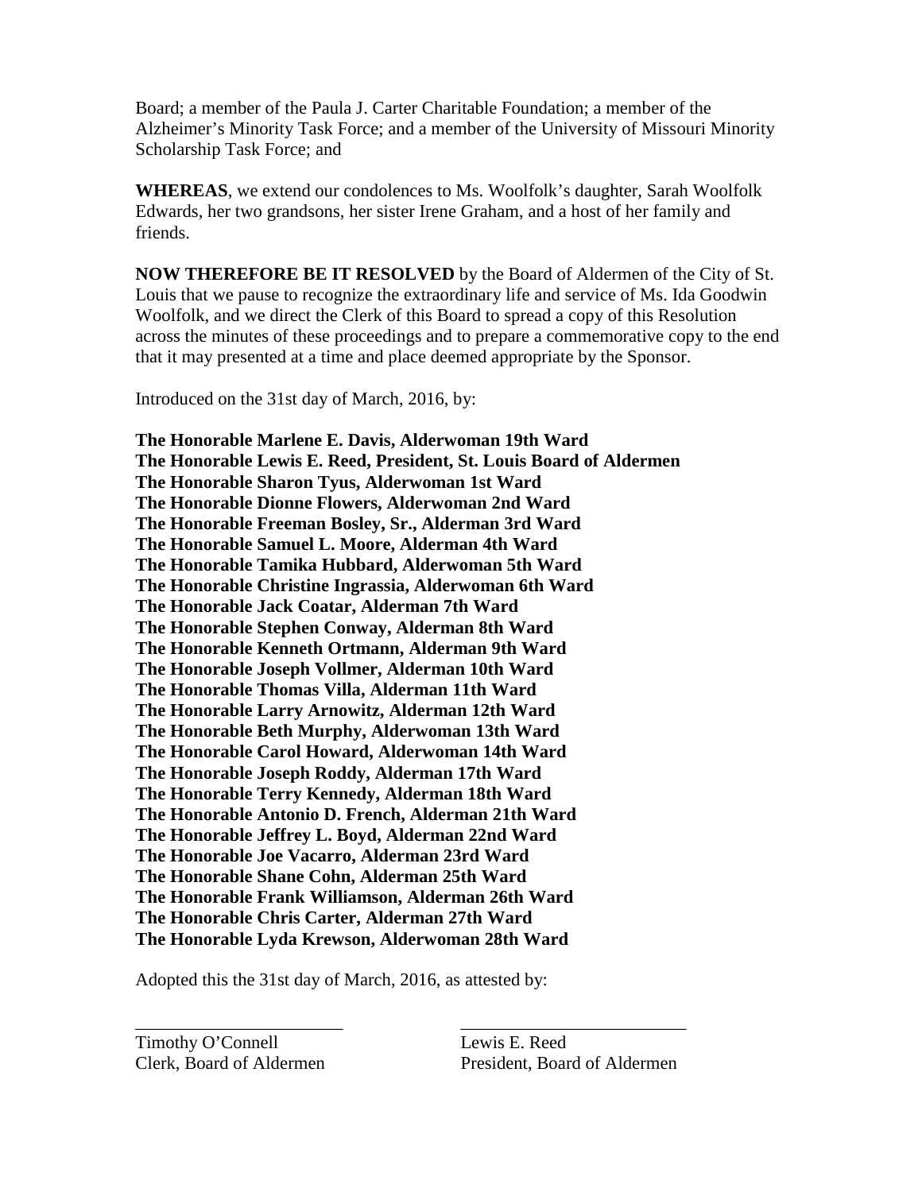Board; a member of the Paula J. Carter Charitable Foundation; a member of the Alzheimer's Minority Task Force; and a member of the University of Missouri Minority Scholarship Task Force; and

**WHEREAS**, we extend our condolences to Ms. Woolfolk's daughter, Sarah Woolfolk Edwards, her two grandsons, her sister Irene Graham, and a host of her family and friends.

**NOW THEREFORE BE IT RESOLVED** by the Board of Aldermen of the City of St. Louis that we pause to recognize the extraordinary life and service of Ms. Ida Goodwin Woolfolk, and we direct the Clerk of this Board to spread a copy of this Resolution across the minutes of these proceedings and to prepare a commemorative copy to the end that it may presented at a time and place deemed appropriate by the Sponsor.

Introduced on the 31st day of March, 2016, by:

**The Honorable Marlene E. Davis, Alderwoman 19th Ward**
**The Honorable Lewis E. Reed, President, St. Louis Board of Aldermen**
**The Honorable Sharon Tyus, Alderwoman 1st Ward**
**The Honorable Dionne Flowers, Alderwoman 2nd Ward**
**The Honorable Freeman Bosley, Sr., Alderman 3rd Ward**
**The Honorable Samuel L. Moore, Alderman 4th Ward**
**The Honorable Tamika Hubbard, Alderwoman 5th Ward**
**The Honorable Christine Ingrassia, Alderwoman 6th Ward**
**The Honorable Jack Coatar, Alderman 7th Ward**
**The Honorable Stephen Conway, Alderman 8th Ward**
**The Honorable Kenneth Ortmann, Alderman 9th Ward**
**The Honorable Joseph Vollmer, Alderman 10th Ward**
**The Honorable Thomas Villa, Alderman 11th Ward**
**The Honorable Larry Arnowitz, Alderman 12th Ward**
**The Honorable Beth Murphy, Alderwoman 13th Ward**
**The Honorable Carol Howard, Alderwoman 14th Ward**
**The Honorable Joseph Roddy, Alderman 17th Ward**
**The Honorable Terry Kennedy, Alderman 18th Ward**
**The Honorable Antonio D. French, Alderman 21th Ward**
**The Honorable Jeffrey L. Boyd, Alderman 22nd Ward**
**The Honorable Joe Vacarro, Alderman 23rd Ward**
**The Honorable Shane Cohn, Alderman 25th Ward**
**The Honorable Frank Williamson, Alderman 26th Ward**
**The Honorable Chris Carter, Alderman 27th Ward**
**The Honorable Lyda Krewson, Alderwoman 28th Ward**

Adopted this the 31st day of March, 2016, as attested by:

| | |
|---|---|
| _______________________ | _________________________ |
| Timothy O'Connell | Lewis E. Reed |
| Clerk, Board of Aldermen | President, Board of Aldermen |